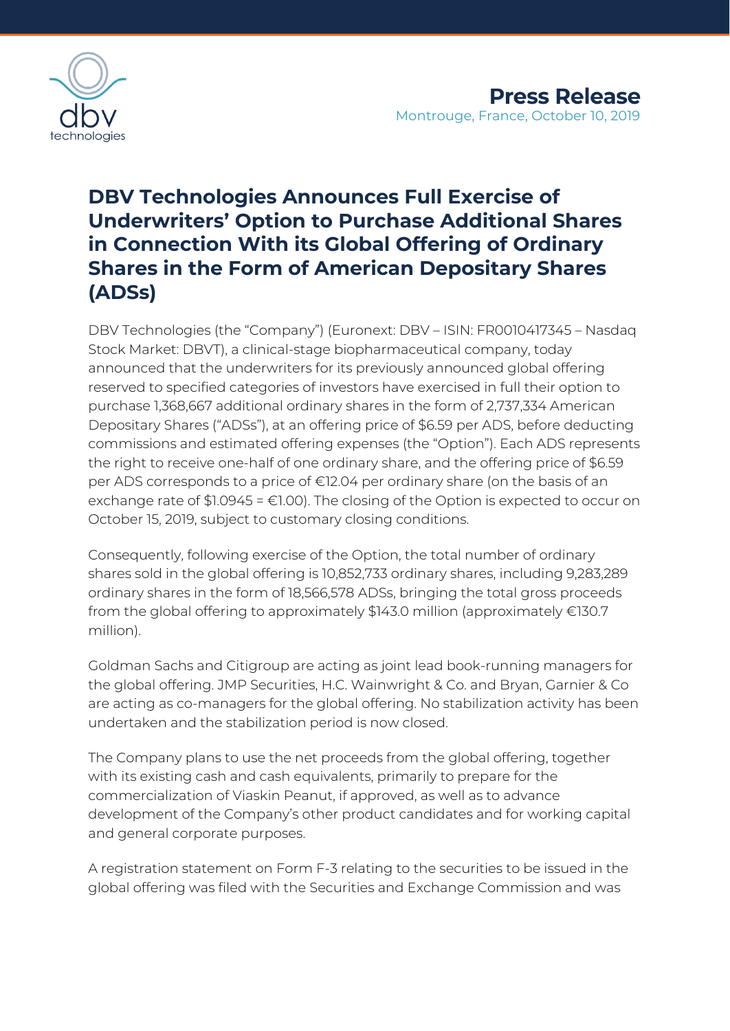Press Release

Montrouge, France, October 10, 2019

# DBV Technologies Announces Full Exercise of Underwriters' Option to Purchase Additional Shares in Connection With its Global Offering of Ordinary Shares in the Form of American Depositary Shares (ADSs)

DBV Technologies (the "Company") (Euronext: DBV – ISIN: FR0010417345 – Nasdaq Stock Market: DBVT), a clinical-stage biopharmaceutical company, today announced that the underwriters for its previously announced global offering reserved to specified categories of investors have exercised in full their option to purchase 1,368,667 additional ordinary shares in the form of 2,737,334 American Depositary Shares ("ADSs"), at an offering price of $6.59 per ADS, before deducting commissions and estimated offering expenses (the "Option"). Each ADS represents the right to receive one-half of one ordinary share, and the offering price of $6.59 per ADS corresponds to a price of €12.04 per ordinary share (on the basis of an exchange rate of $1.0945 = €1.00). The closing of the Option is expected to occur on October 15, 2019, subject to customary closing conditions.

Consequently, following exercise of the Option, the total number of ordinary shares sold in the global offering is 10,852,733 ordinary shares, including 9,283,289 ordinary shares in the form of 18,566,578 ADSs, bringing the total gross proceeds from the global offering to approximately $143.0 million (approximately €130.7 million).

Goldman Sachs and Citigroup are acting as joint lead book-running managers for the global offering. JMP Securities, H.C. Wainwright & Co. and Bryan, Garnier & Co are acting as co-managers for the global offering. No stabilization activity has been undertaken and the stabilization period is now closed.

The Company plans to use the net proceeds from the global offering, together with its existing cash and cash equivalents, primarily to prepare for the commercialization of Viaskin Peanut, if approved, as well as to advance development of the Company's other product candidates and for working capital and general corporate purposes.

A registration statement on Form F-3 relating to the securities to be issued in the global offering was filed with the Securities and Exchange Commission and was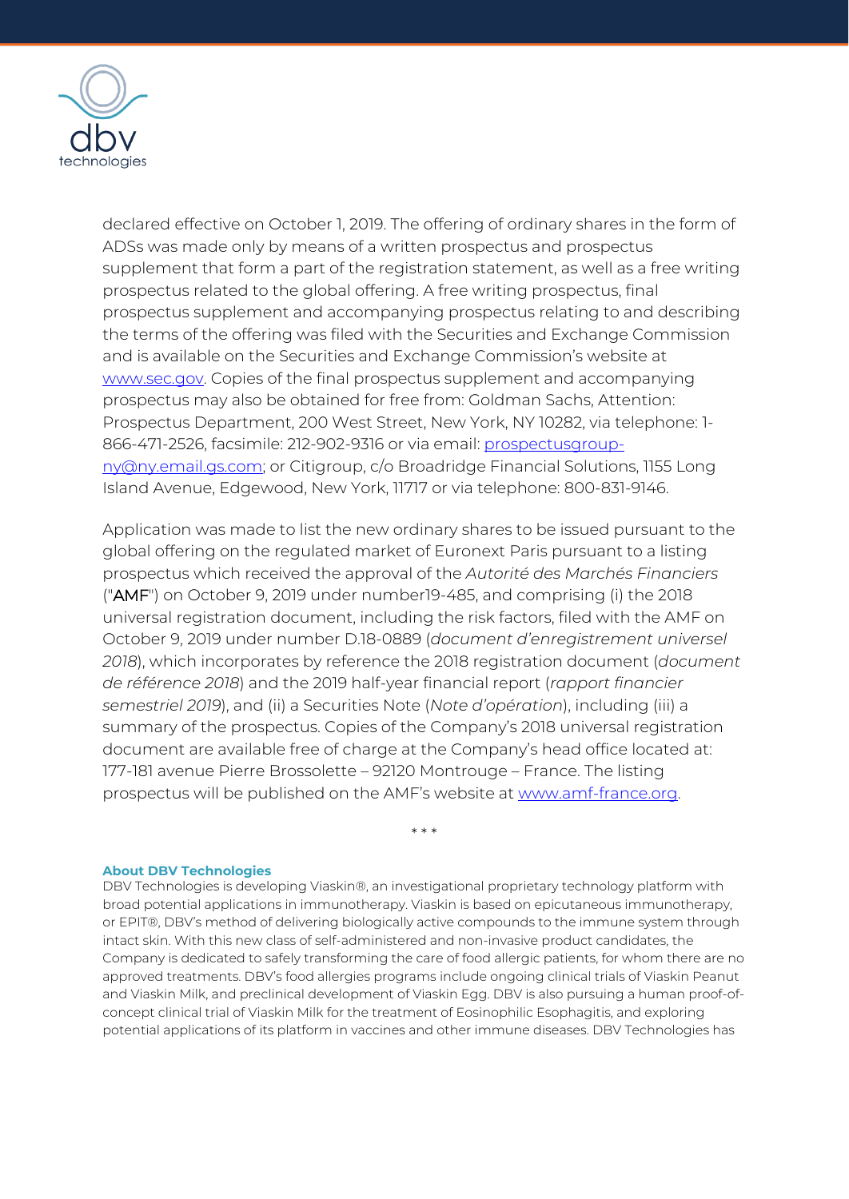declared effective on October 1, 2019. The offering of ordinary shares in the form of ADSs was made only by means of a written prospectus and prospectus supplement that form a part of the registration statement, as well as a free writing prospectus related to the global offering. A free writing prospectus, final prospectus supplement and accompanying prospectus relating to and describing the terms of the offering was filed with the Securities and Exchange Commission and is available on the Securities and Exchange Commission's website at [www.sec.gov](http://www.sec.gov). Copies of the final prospectus supplement and accompanying prospectus may also be obtained for free from: Goldman Sachs, Attention: Prospectus Department, 200 West Street, New York, NY 10282, via telephone: 1-866-471-2526, facsimile: 212-902-9316 or via email: [prospectusgroup-ny@ny.email.gs.com](mailto:prospectusgroup-ny@ny.email.gs.com); or Citigroup, c/o Broadridge Financial Solutions, 1155 Long Island Avenue, Edgewood, New York, 11717 or via telephone: 800-831-9146.

Application was made to list the new ordinary shares to be issued pursuant to the global offering on the regulated market of Euronext Paris pursuant to a listing prospectus which received the approval of the *Autorité des Marchés Financiers* ("AMF") on October 9, 2019 under number19-485, and comprising (i) the 2018 universal registration document, including the risk factors, filed with the AMF on October 9, 2019 under number D.18-0889 (*document d'enregistrement universel 2018*), which incorporates by reference the 2018 registration document (*document de référence 2018*) and the 2019 half-year financial report (*rapport financier semestriel 2019*), and (ii) a Securities Note (*Note d'opération*), including (iii) a summary of the prospectus. Copies of the Company's 2018 universal registration document are available free of charge at the Company's head office located at: 177-181 avenue Pierre Brossolette – 92120 Montrouge – France. The listing prospectus will be published on the AMF's website at [www.amf-france.org](http://www.amf-france.org).

\* \* \*

**About DBV Technologies**

DBV Technologies is developing Viaskin®, an investigational proprietary technology platform with broad potential applications in immunotherapy. Viaskin is based on epicutaneous immunotherapy, or EPIT®, DBV's method of delivering biologically active compounds to the immune system through intact skin. With this new class of self-administered and non-invasive product candidates, the Company is dedicated to safely transforming the care of food allergic patients, for whom there are no approved treatments. DBV's food allergies programs include ongoing clinical trials of Viaskin Peanut and Viaskin Milk, and preclinical development of Viaskin Egg. DBV is also pursuing a human proof-of-concept clinical trial of Viaskin Milk for the treatment of Eosinophilic Esophagitis, and exploring potential applications of its platform in vaccines and other immune diseases. DBV Technologies has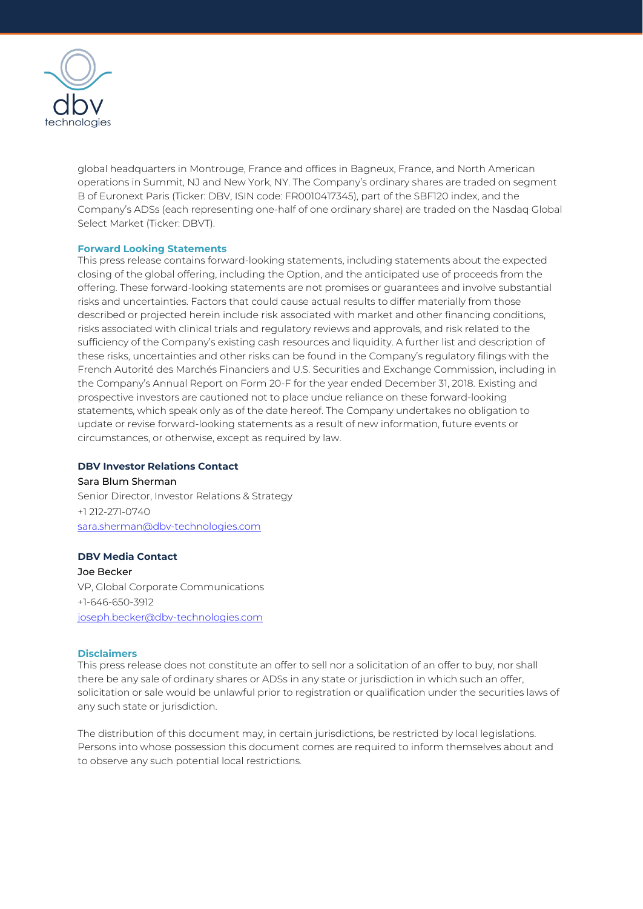global headquarters in Montrouge, France and offices in Bagneux, France, and North American operations in Summit, NJ and New York, NY. The Company's ordinary shares are traded on segment B of Euronext Paris (Ticker: DBV, ISIN code: FR0010417345), part of the SBF120 index, and the Company's ADSs (each representing one-half of one ordinary share) are traded on the Nasdaq Global Select Market (Ticker: DBVT).

**Forward Looking Statements**

This press release contains forward-looking statements, including statements about the expected closing of the global offering, including the Option, and the anticipated use of proceeds from the offering. These forward-looking statements are not promises or guarantees and involve substantial risks and uncertainties. Factors that could cause actual results to differ materially from those described or projected herein include risk associated with market and other financing conditions, risks associated with clinical trials and regulatory reviews and approvals, and risk related to the sufficiency of the Company's existing cash resources and liquidity. A further list and description of these risks, uncertainties and other risks can be found in the Company's regulatory filings with the French Autorité des Marchés Financiers and U.S. Securities and Exchange Commission, including in the Company's Annual Report on Form 20-F for the year ended December 31, 2018. Existing and prospective investors are cautioned not to place undue reliance on these forward-looking statements, which speak only as of the date hereof. The Company undertakes no obligation to update or revise forward-looking statements as a result of new information, future events or circumstances, or otherwise, except as required by law.

**DBV Investor Relations Contact**

Sara Blum Sherman
Senior Director, Investor Relations & Strategy
+1 212-271-0740
sara.sherman@dbv-technologies.com

**DBV Media Contact**

Joe Becker
VP, Global Corporate Communications
+1-646-650-3912
joseph.becker@dbv-technologies.com

**Disclaimers**

This press release does not constitute an offer to sell nor a solicitation of an offer to buy, nor shall there be any sale of ordinary shares or ADSs in any state or jurisdiction in which such an offer, solicitation or sale would be unlawful prior to registration or qualification under the securities laws of any such state or jurisdiction.

The distribution of this document may, in certain jurisdictions, be restricted by local legislations. Persons into whose possession this document comes are required to inform themselves about and to observe any such potential local restrictions.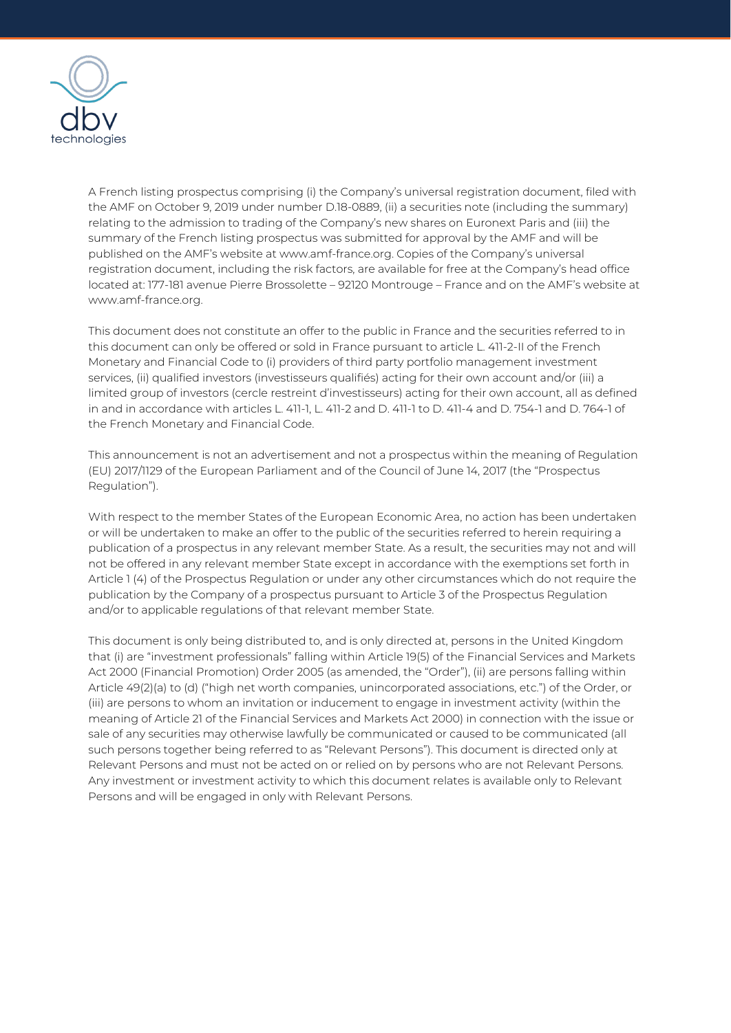A French listing prospectus comprising (i) the Company's universal registration document, filed with the AMF on October 9, 2019 under number D.18-0889, (ii) a securities note (including the summary) relating to the admission to trading of the Company's new shares on Euronext Paris and (iii) the summary of the French listing prospectus was submitted for approval by the AMF and will be published on the AMF's website at www.amf-france.org. Copies of the Company's universal registration document, including the risk factors, are available for free at the Company's head office located at: 177-181 avenue Pierre Brossolette – 92120 Montrouge – France and on the AMF's website at www.amf-france.org.

This document does not constitute an offer to the public in France and the securities referred to in this document can only be offered or sold in France pursuant to article L. 411-2-II of the French Monetary and Financial Code to (i) providers of third party portfolio management investment services, (ii) qualified investors (investisseurs qualifiés) acting for their own account and/or (iii) a limited group of investors (cercle restreint d'investisseurs) acting for their own account, all as defined in and in accordance with articles L. 411-1, L. 411-2 and D. 411-1 to D. 411-4 and D. 754-1 and D. 764-1 of the French Monetary and Financial Code.

This announcement is not an advertisement and not a prospectus within the meaning of Regulation (EU) 2017/1129 of the European Parliament and of the Council of June 14, 2017 (the "Prospectus Regulation").

With respect to the member States of the European Economic Area, no action has been undertaken or will be undertaken to make an offer to the public of the securities referred to herein requiring a publication of a prospectus in any relevant member State. As a result, the securities may not and will not be offered in any relevant member State except in accordance with the exemptions set forth in Article 1 (4) of the Prospectus Regulation or under any other circumstances which do not require the publication by the Company of a prospectus pursuant to Article 3 of the Prospectus Regulation and/or to applicable regulations of that relevant member State.

This document is only being distributed to, and is only directed at, persons in the United Kingdom that (i) are "investment professionals" falling within Article 19(5) of the Financial Services and Markets Act 2000 (Financial Promotion) Order 2005 (as amended, the "Order"), (ii) are persons falling within Article 49(2)(a) to (d) ("high net worth companies, unincorporated associations, etc.") of the Order, or (iii) are persons to whom an invitation or inducement to engage in investment activity (within the meaning of Article 21 of the Financial Services and Markets Act 2000) in connection with the issue or sale of any securities may otherwise lawfully be communicated or caused to be communicated (all such persons together being referred to as "Relevant Persons"). This document is directed only at Relevant Persons and must not be acted on or relied on by persons who are not Relevant Persons. Any investment or investment activity to which this document relates is available only to Relevant Persons and will be engaged in only with Relevant Persons.